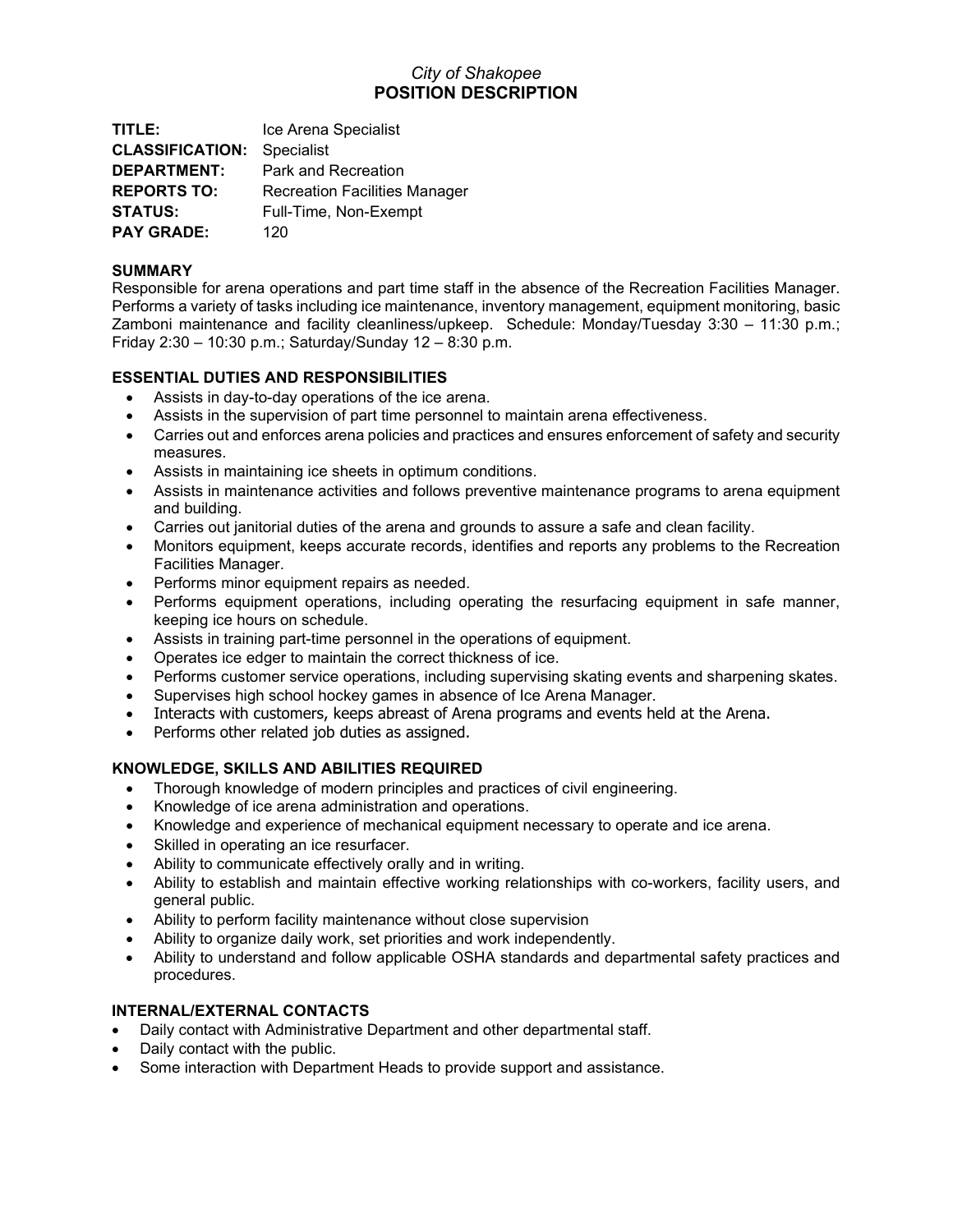*City of Shakopee*

# POSITION DESCRIPTION

**TITLE:** Ice Arena Specialist
**CLASSIFICATION:** Specialist
**DEPARTMENT:** Park and Recreation
**REPORTS TO:** Recreation Facilities Manager
**STATUS:** Full-Time, Non-Exempt
**PAY GRADE:** 120

## SUMMARY

Responsible for arena operations and part time staff in the absence of the Recreation Facilities Manager. Performs a variety of tasks including ice maintenance, inventory management, equipment monitoring, basic Zamboni maintenance and facility cleanliness/upkeep. Schedule: Monday/Tuesday 3:30 – 11:30 p.m.; Friday 2:30 – 10:30 p.m.; Saturday/Sunday 12 – 8:30 p.m.

## ESSENTIAL DUTIES AND RESPONSIBILITIES

- Assists in day-to-day operations of the ice arena.
- Assists in the supervision of part time personnel to maintain arena effectiveness.
- Carries out and enforces arena policies and practices and ensures enforcement of safety and security measures.
- Assists in maintaining ice sheets in optimum conditions.
- Assists in maintenance activities and follows preventive maintenance programs to arena equipment and building.
- Carries out janitorial duties of the arena and grounds to assure a safe and clean facility.
- Monitors equipment, keeps accurate records, identifies and reports any problems to the Recreation Facilities Manager.
- Performs minor equipment repairs as needed.
- Performs equipment operations, including operating the resurfacing equipment in safe manner, keeping ice hours on schedule.
- Assists in training part-time personnel in the operations of equipment.
- Operates ice edger to maintain the correct thickness of ice.
- Performs customer service operations, including supervising skating events and sharpening skates.
- Supervises high school hockey games in absence of Ice Arena Manager.
- Interacts with customers, keeps abreast of Arena programs and events held at the Arena.
- Performs other related job duties as assigned.

## KNOWLEDGE, SKILLS AND ABILITIES REQUIRED

- Thorough knowledge of modern principles and practices of civil engineering.
- Knowledge of ice arena administration and operations.
- Knowledge and experience of mechanical equipment necessary to operate and ice arena.
- Skilled in operating an ice resurfacer.
- Ability to communicate effectively orally and in writing.
- Ability to establish and maintain effective working relationships with co-workers, facility users, and general public.
- Ability to perform facility maintenance without close supervision
- Ability to organize daily work, set priorities and work independently.
- Ability to understand and follow applicable OSHA standards and departmental safety practices and procedures.

## INTERNAL/EXTERNAL CONTACTS

- Daily contact with Administrative Department and other departmental staff.
- Daily contact with the public.
- Some interaction with Department Heads to provide support and assistance.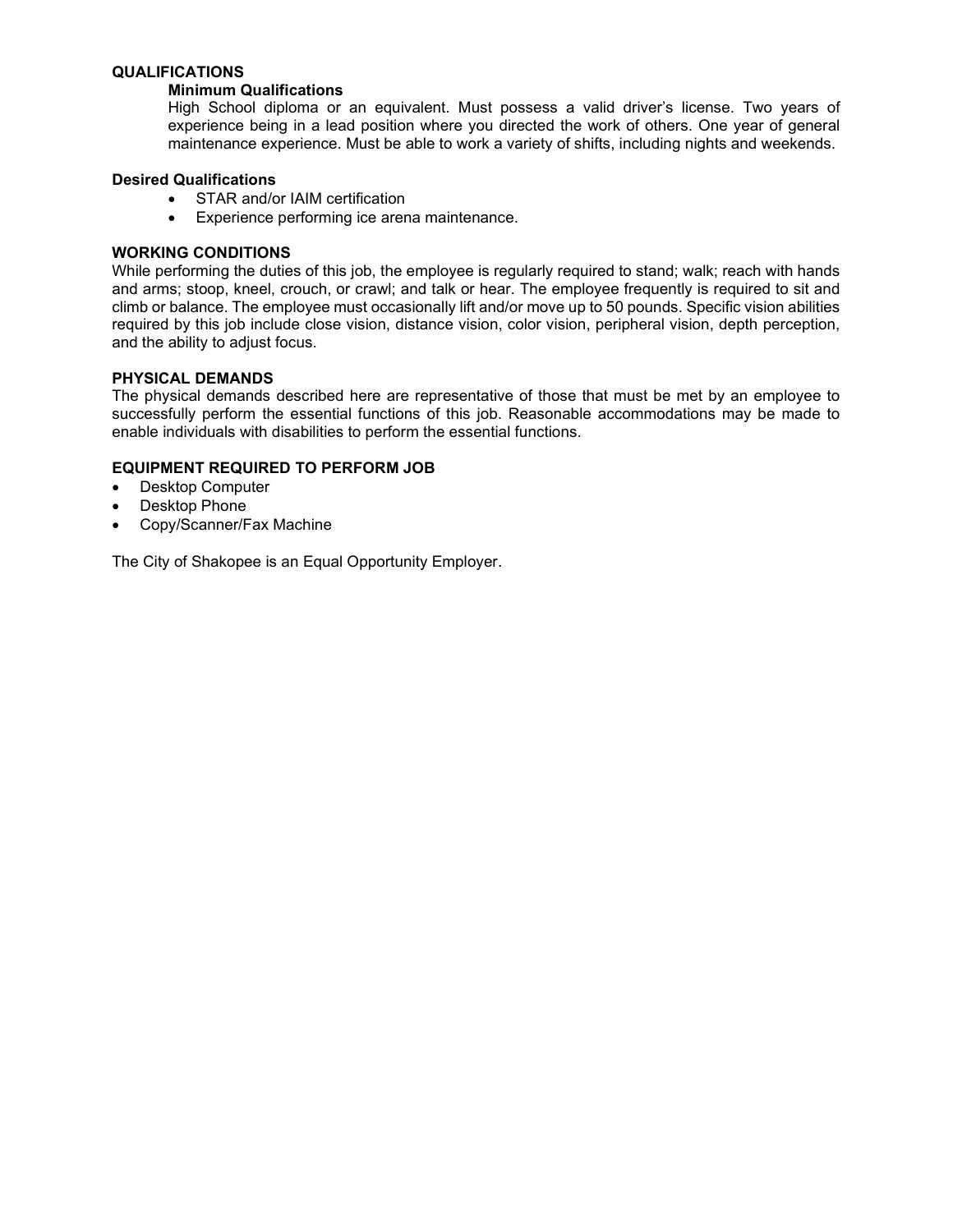## QUALIFICATIONS

### Minimum Qualifications

High School diploma or an equivalent. Must possess a valid driver's license. Two years of experience being in a lead position where you directed the work of others. One year of general maintenance experience. Must be able to work a variety of shifts, including nights and weekends.

### Desired Qualifications

- STAR and/or IAIM certification
- Experience performing ice arena maintenance.

## WORKING CONDITIONS

While performing the duties of this job, the employee is regularly required to stand; walk; reach with hands and arms; stoop, kneel, crouch, or crawl; and talk or hear. The employee frequently is required to sit and climb or balance. The employee must occasionally lift and/or move up to 50 pounds. Specific vision abilities required by this job include close vision, distance vision, color vision, peripheral vision, depth perception, and the ability to adjust focus.

## PHYSICAL DEMANDS

The physical demands described here are representative of those that must be met by an employee to successfully perform the essential functions of this job. Reasonable accommodations may be made to enable individuals with disabilities to perform the essential functions.

## EQUIPMENT REQUIRED TO PERFORM JOB

- Desktop Computer
- Desktop Phone
- Copy/Scanner/Fax Machine

The City of Shakopee is an Equal Opportunity Employer.